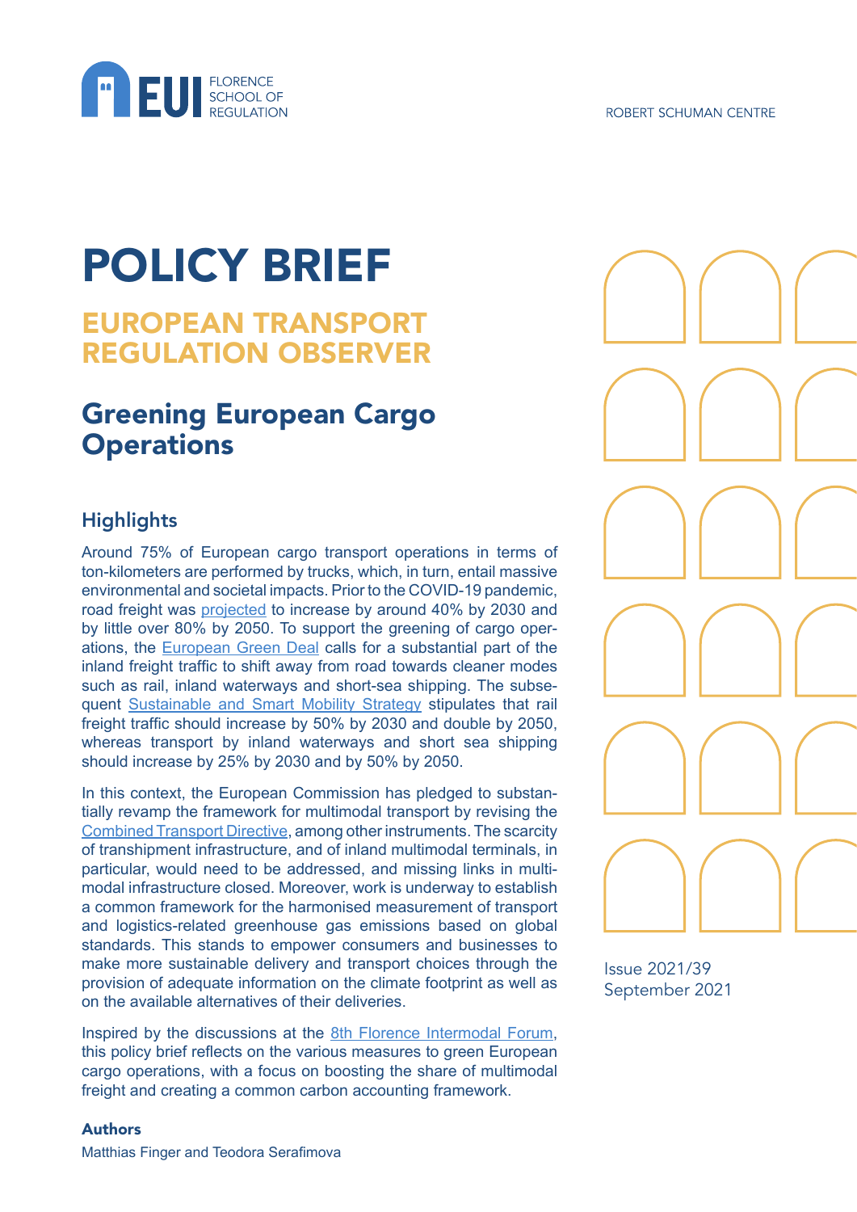EUI FLORENCE SCHOOL OF REGULATION

ROBERT SCHUMAN CENTRE

# POLICY BRIEF

## EUROPEAN TRANSPORT REGULATION OBSERVER

# Greening European Cargo Operations

## Highlights

Around 75% of European cargo transport operations in terms of ton-kilometers are performed by trucks, which, in turn, entail massive environmental and societal impacts. Prior to the COVID-19 pandemic, road freight was projected to increase by around 40% by 2030 and by little over 80% by 2050. To support the greening of cargo operations, the European Green Deal calls for a substantial part of the inland freight traffic to shift away from road towards cleaner modes such as rail, inland waterways and short-sea shipping. The subsequent Sustainable and Smart Mobility Strategy stipulates that rail freight traffic should increase by 50% by 2030 and double by 2050, whereas transport by inland waterways and short sea shipping should increase by 25% by 2030 and by 50% by 2050.

In this context, the European Commission has pledged to substantially revamp the framework for multimodal transport by revising the Combined Transport Directive, among other instruments. The scarcity of transhipment infrastructure, and of inland multimodal terminals, in particular, would need to be addressed, and missing links in multimodal infrastructure closed. Moreover, work is underway to establish a common framework for the harmonised measurement of transport and logistics-related greenhouse gas emissions based on global standards. This stands to empower consumers and businesses to make more sustainable delivery and transport choices through the provision of adequate information on the climate footprint as well as on the available alternatives of their deliveries.

Inspired by the discussions at the 8th Florence Intermodal Forum, this policy brief reflects on the various measures to green European cargo operations, with a focus on boosting the share of multimodal freight and creating a common carbon accounting framework.

Issue 2021/39
September 2021

**Authors**

Matthias Finger and Teodora Serafimova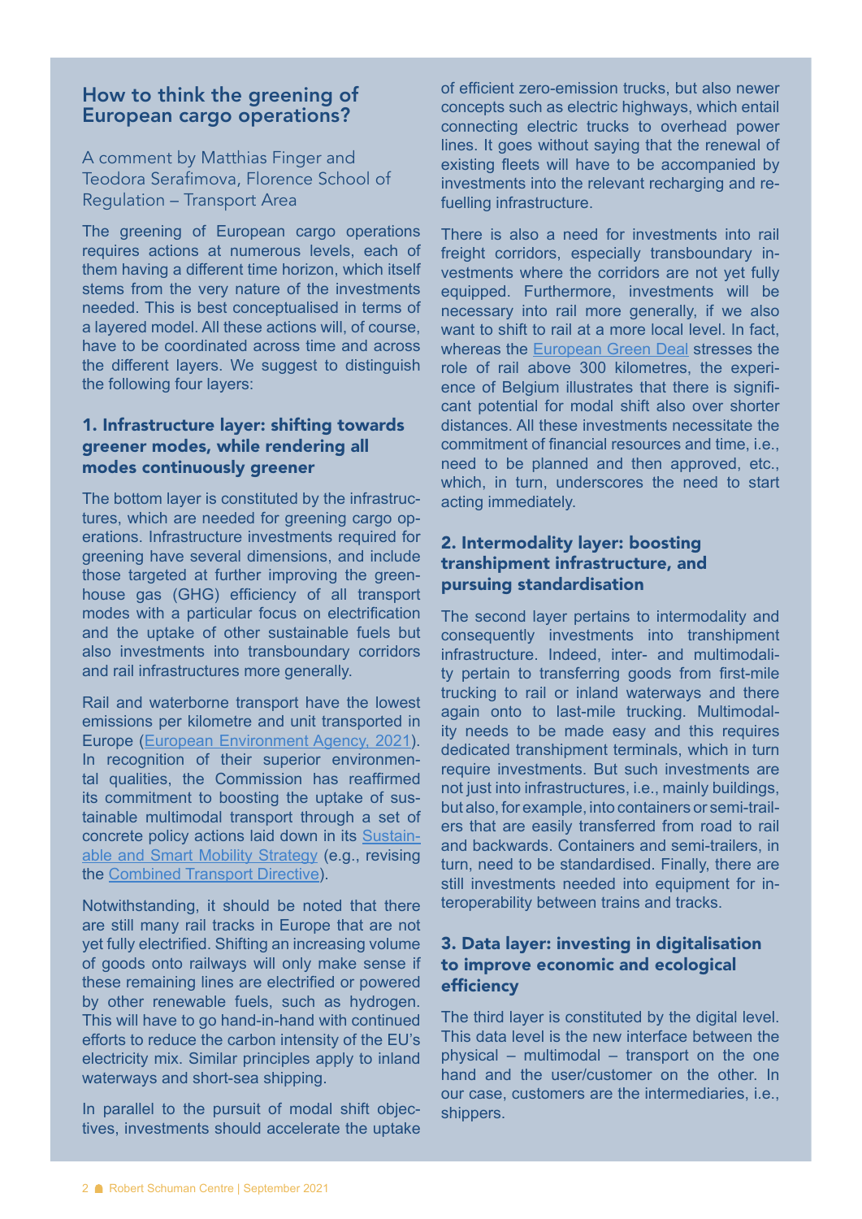## How to think the greening of European cargo operations?

A comment by Matthias Finger and Teodora Serafimova, Florence School of Regulation – Transport Area

The greening of European cargo operations requires actions at numerous levels, each of them having a different time horizon, which itself stems from the very nature of the investments needed. This is best conceptualised in terms of a layered model. All these actions will, of course, have to be coordinated across time and across the different layers. We suggest to distinguish the following four layers:

### 1. Infrastructure layer: shifting towards greener modes, while rendering all modes continuously greener

The bottom layer is constituted by the infrastructures, which are needed for greening cargo operations. Infrastructure investments required for greening have several dimensions, and include those targeted at further improving the greenhouse gas (GHG) efficiency of all transport modes with a particular focus on electrification and the uptake of other sustainable fuels but also investments into transboundary corridors and rail infrastructures more generally.

Rail and waterborne transport have the lowest emissions per kilometre and unit transported in Europe (European Environment Agency, 2021). In recognition of their superior environmental qualities, the Commission has reaffirmed its commitment to boosting the uptake of sustainable multimodal transport through a set of concrete policy actions laid down in its Sustainable and Smart Mobility Strategy (e.g., revising the Combined Transport Directive).

Notwithstanding, it should be noted that there are still many rail tracks in Europe that are not yet fully electrified. Shifting an increasing volume of goods onto railways will only make sense if these remaining lines are electrified or powered by other renewable fuels, such as hydrogen. This will have to go hand-in-hand with continued efforts to reduce the carbon intensity of the EU's electricity mix. Similar principles apply to inland waterways and short-sea shipping.

In parallel to the pursuit of modal shift objectives, investments should accelerate the uptake of efficient zero-emission trucks, but also newer concepts such as electric highways, which entail connecting electric trucks to overhead power lines. It goes without saying that the renewal of existing fleets will have to be accompanied by investments into the relevant recharging and refuelling infrastructure.

There is also a need for investments into rail freight corridors, especially transboundary investments where the corridors are not yet fully equipped. Furthermore, investments will be necessary into rail more generally, if we also want to shift to rail at a more local level. In fact, whereas the European Green Deal stresses the role of rail above 300 kilometres, the experience of Belgium illustrates that there is significant potential for modal shift also over shorter distances. All these investments necessitate the commitment of financial resources and time, i.e., need to be planned and then approved, etc., which, in turn, underscores the need to start acting immediately.

### 2. Intermodality layer: boosting transhipment infrastructure, and pursuing standardisation

The second layer pertains to intermodality and consequently investments into transhipment infrastructure. Indeed, inter- and multimodality pertain to transferring goods from first-mile trucking to rail or inland waterways and there again onto to last-mile trucking. Multimodality needs to be made easy and this requires dedicated transhipment terminals, which in turn require investments. But such investments are not just into infrastructures, i.e., mainly buildings, but also, for example, into containers or semi-trailers that are easily transferred from road to rail and backwards. Containers and semi-trailers, in turn, need to be standardised. Finally, there are still investments needed into equipment for interoperability between trains and tracks.

### 3. Data layer: investing in digitalisation to improve economic and ecological efficiency

The third layer is constituted by the digital level. This data level is the new interface between the physical – multimodal – transport on the one hand and the user/customer on the other. In our case, customers are the intermediaries, i.e., shippers.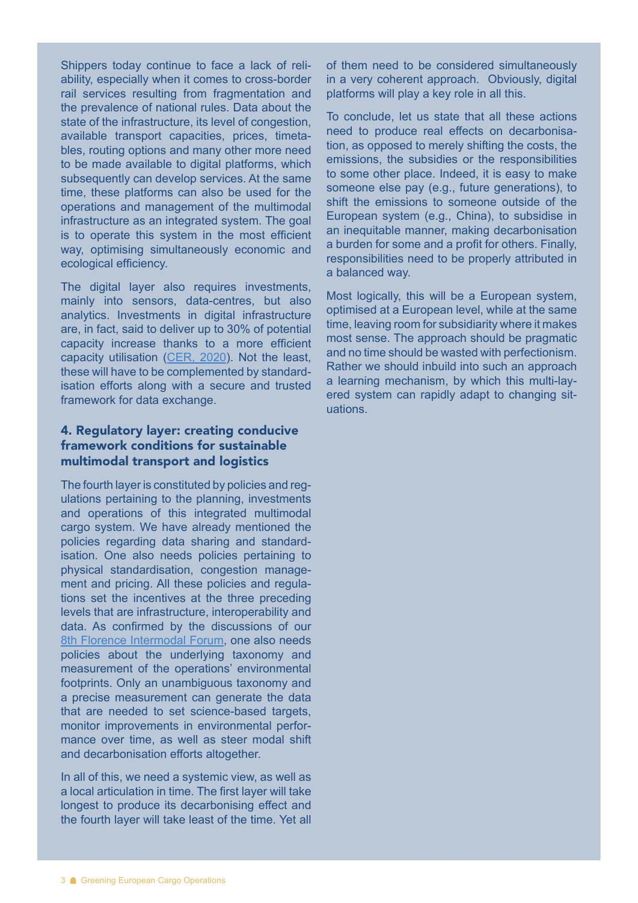Shippers today continue to face a lack of reliability, especially when it comes to cross-border rail services resulting from fragmentation and the prevalence of national rules. Data about the state of the infrastructure, its level of congestion, available transport capacities, prices, timetables, routing options and many other more need to be made available to digital platforms, which subsequently can develop services. At the same time, these platforms can also be used for the operations and management of the multimodal infrastructure as an integrated system. The goal is to operate this system in the most efficient way, optimising simultaneously economic and ecological efficiency.

The digital layer also requires investments, mainly into sensors, data-centres, but also analytics. Investments in digital infrastructure are, in fact, said to deliver up to 30% of potential capacity increase thanks to a more efficient capacity utilisation (CER, 2020). Not the least, these will have to be complemented by standardisation efforts along with a secure and trusted framework for data exchange.

## 4. Regulatory layer: creating conducive framework conditions for sustainable multimodal transport and logistics

The fourth layer is constituted by policies and regulations pertaining to the planning, investments and operations of this integrated multimodal cargo system. We have already mentioned the policies regarding data sharing and standardisation. One also needs policies pertaining to physical standardisation, congestion management and pricing. All these policies and regulations set the incentives at the three preceding levels that are infrastructure, interoperability and data. As confirmed by the discussions of our 8th Florence Intermodal Forum, one also needs policies about the underlying taxonomy and measurement of the operations' environmental footprints. Only an unambiguous taxonomy and a precise measurement can generate the data that are needed to set science-based targets, monitor improvements in environmental performance over time, as well as steer modal shift and decarbonisation efforts altogether.

In all of this, we need a systemic view, as well as a local articulation in time. The first layer will take longest to produce its decarbonising effect and the fourth layer will take least of the time. Yet all of them need to be considered simultaneously in a very coherent approach. Obviously, digital platforms will play a key role in all this.

To conclude, let us state that all these actions need to produce real effects on decarbonisation, as opposed to merely shifting the costs, the emissions, the subsidies or the responsibilities to some other place. Indeed, it is easy to make someone else pay (e.g., future generations), to shift the emissions to someone outside of the European system (e.g., China), to subsidise in an inequitable manner, making decarbonisation a burden for some and a profit for others. Finally, responsibilities need to be properly attributed in a balanced way.

Most logically, this will be a European system, optimised at a European level, while at the same time, leaving room for subsidiarity where it makes most sense. The approach should be pragmatic and no time should be wasted with perfectionism. Rather we should inbuild into such an approach a learning mechanism, by which this multi-layered system can rapidly adapt to changing situations.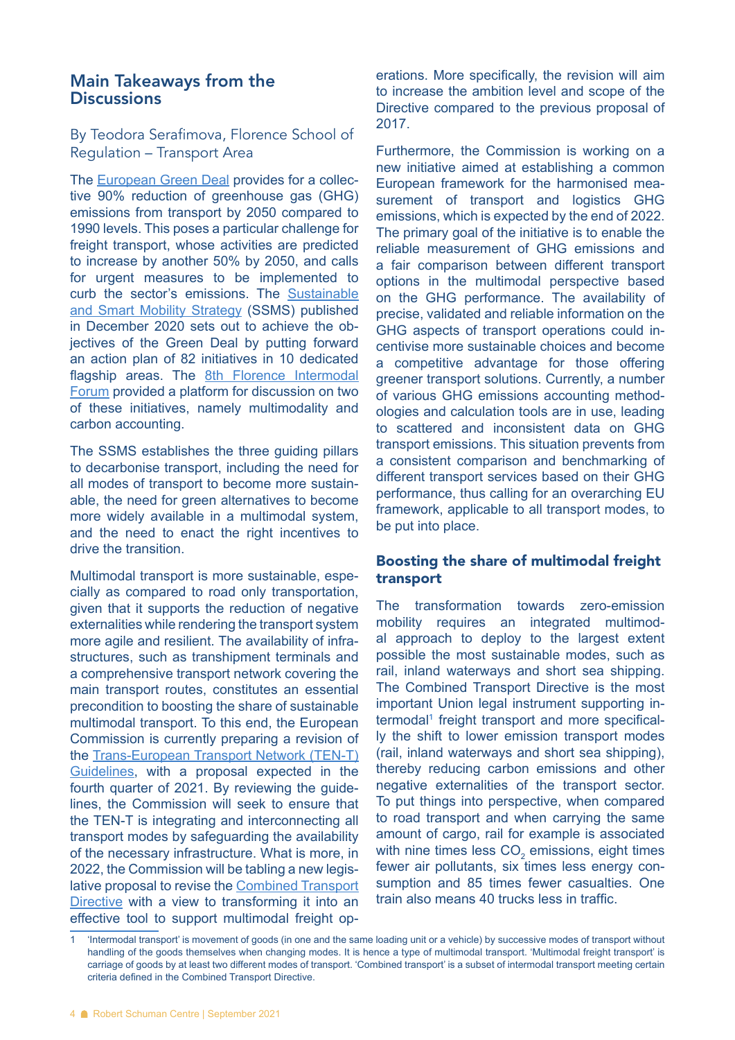## Main Takeaways from the Discussions

By Teodora Serafimova, Florence School of Regulation – Transport Area

The European Green Deal provides for a collective 90% reduction of greenhouse gas (GHG) emissions from transport by 2050 compared to 1990 levels. This poses a particular challenge for freight transport, whose activities are predicted to increase by another 50% by 2050, and calls for urgent measures to be implemented to curb the sector's emissions. The Sustainable and Smart Mobility Strategy (SSMS) published in December 2020 sets out to achieve the objectives of the Green Deal by putting forward an action plan of 82 initiatives in 10 dedicated flagship areas. The 8th Florence Intermodal Forum provided a platform for discussion on two of these initiatives, namely multimodality and carbon accounting.

The SSMS establishes the three guiding pillars to decarbonise transport, including the need for all modes of transport to become more sustainable, the need for green alternatives to become more widely available in a multimodal system, and the need to enact the right incentives to drive the transition.

Multimodal transport is more sustainable, especially as compared to road only transportation, given that it supports the reduction of negative externalities while rendering the transport system more agile and resilient. The availability of infrastructures, such as transhipment terminals and a comprehensive transport network covering the main transport routes, constitutes an essential precondition to boosting the share of sustainable multimodal transport. To this end, the European Commission is currently preparing a revision of the Trans-European Transport Network (TEN-T) Guidelines, with a proposal expected in the fourth quarter of 2021. By reviewing the guidelines, the Commission will seek to ensure that the TEN-T is integrating and interconnecting all transport modes by safeguarding the availability of the necessary infrastructure. What is more, in 2022, the Commission will be tabling a new legislative proposal to revise the Combined Transport Directive with a view to transforming it into an effective tool to support multimodal freight operations. More specifically, the revision will aim to increase the ambition level and scope of the Directive compared to the previous proposal of 2017.

Furthermore, the Commission is working on a new initiative aimed at establishing a common European framework for the harmonised measurement of transport and logistics GHG emissions, which is expected by the end of 2022. The primary goal of the initiative is to enable the reliable measurement of GHG emissions and a fair comparison between different transport options in the multimodal perspective based on the GHG performance. The availability of precise, validated and reliable information on the GHG aspects of transport operations could incentivise more sustainable choices and become a competitive advantage for those offering greener transport solutions. Currently, a number of various GHG emissions accounting methodologies and calculation tools are in use, leading to scattered and inconsistent data on GHG transport emissions. This situation prevents from a consistent comparison and benchmarking of different transport services based on their GHG performance, thus calling for an overarching EU framework, applicable to all transport modes, to be put into place.

### Boosting the share of multimodal freight transport

The transformation towards zero-emission mobility requires an integrated multimodal approach to deploy to the largest extent possible the most sustainable modes, such as rail, inland waterways and short sea shipping. The Combined Transport Directive is the most important Union legal instrument supporting intermodal[1] freight transport and more specifically the shift to lower emission transport modes (rail, inland waterways and short sea shipping), thereby reducing carbon emissions and other negative externalities of the transport sector. To put things into perspective, when compared to road transport and when carrying the same amount of cargo, rail for example is associated with nine times less $CO_2$ emissions, eight times fewer air pollutants, six times less energy consumption and 85 times fewer casualties. One train also means 40 trucks less in traffic.

1 'Intermodal transport' is movement of goods (in one and the same loading unit or a vehicle) by successive modes of transport without handling of the goods themselves when changing modes. It is hence a type of multimodal transport. 'Multimodal freight transport' is carriage of goods by at least two different modes of transport. 'Combined transport' is a subset of intermodal transport meeting certain criteria defined in the Combined Transport Directive.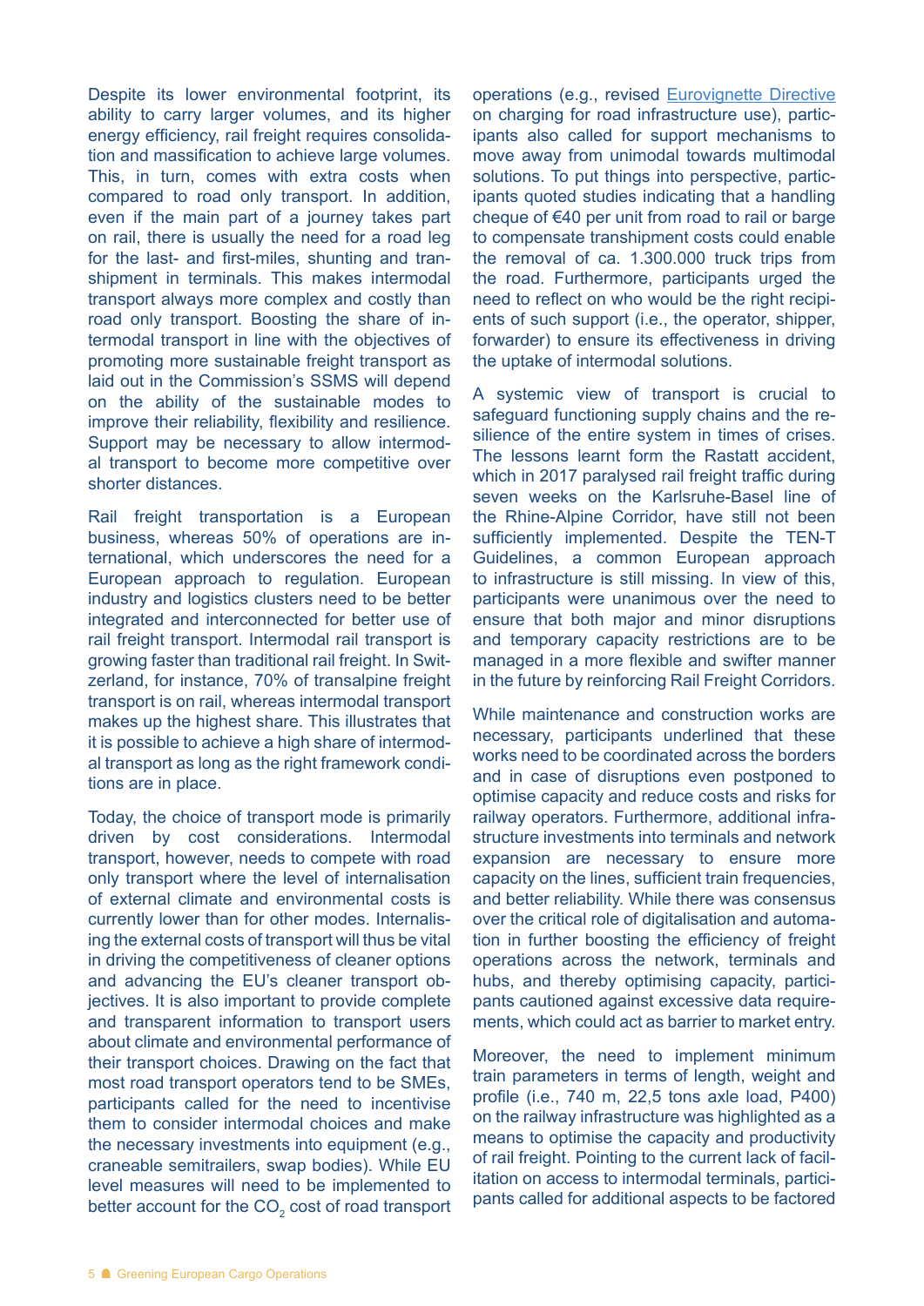Despite its lower environmental footprint, its ability to carry larger volumes, and its higher energy efficiency, rail freight requires consolidation and massification to achieve large volumes. This, in turn, comes with extra costs when compared to road only transport. In addition, even if the main part of a journey takes part on rail, there is usually the need for a road leg for the last- and first-miles, shunting and transhipment in terminals. This makes intermodal transport always more complex and costly than road only transport. Boosting the share of intermodal transport in line with the objectives of promoting more sustainable freight transport as laid out in the Commission's SSMS will depend on the ability of the sustainable modes to improve their reliability, flexibility and resilience. Support may be necessary to allow intermodal transport to become more competitive over shorter distances.

Rail freight transportation is a European business, whereas 50% of operations are international, which underscores the need for a European approach to regulation. European industry and logistics clusters need to be better integrated and interconnected for better use of rail freight transport. Intermodal rail transport is growing faster than traditional rail freight. In Switzerland, for instance, 70% of transalpine freight transport is on rail, whereas intermodal transport makes up the highest share. This illustrates that it is possible to achieve a high share of intermodal transport as long as the right framework conditions are in place.

Today, the choice of transport mode is primarily driven by cost considerations. Intermodal transport, however, needs to compete with road only transport where the level of internalisation of external climate and environmental costs is currently lower than for other modes. Internalising the external costs of transport will thus be vital in driving the competitiveness of cleaner options and advancing the EU's cleaner transport objectives. It is also important to provide complete and transparent information to transport users about climate and environmental performance of their transport choices. Drawing on the fact that most road transport operators tend to be SMEs, participants called for the need to incentivise them to consider intermodal choices and make the necessary investments into equipment (e.g., craneable semitrailers, swap bodies). While EU level measures will need to be implemented to better account for the $CO_2$ cost of road transport operations (e.g., revised Eurovignette Directive on charging for road infrastructure use), participants also called for support mechanisms to move away from unimodal towards multimodal solutions. To put things into perspective, participants quoted studies indicating that a handling cheque of €40 per unit from road to rail or barge to compensate transhipment costs could enable the removal of ca. 1.300.000 truck trips from the road. Furthermore, participants urged the need to reflect on who would be the right recipients of such support (i.e., the operator, shipper, forwarder) to ensure its effectiveness in driving the uptake of intermodal solutions.

A systemic view of transport is crucial to safeguard functioning supply chains and the resilience of the entire system in times of crises. The lessons learnt form the Rastatt accident, which in 2017 paralysed rail freight traffic during seven weeks on the Karlsruhe-Basel line of the Rhine-Alpine Corridor, have still not been sufficiently implemented. Despite the TEN-T Guidelines, a common European approach to infrastructure is still missing. In view of this, participants were unanimous over the need to ensure that both major and minor disruptions and temporary capacity restrictions are to be managed in a more flexible and swifter manner in the future by reinforcing Rail Freight Corridors.

While maintenance and construction works are necessary, participants underlined that these works need to be coordinated across the borders and in case of disruptions even postponed to optimise capacity and reduce costs and risks for railway operators. Furthermore, additional infrastructure investments into terminals and network expansion are necessary to ensure more capacity on the lines, sufficient train frequencies, and better reliability. While there was consensus over the critical role of digitalisation and automation in further boosting the efficiency of freight operations across the network, terminals and hubs, and thereby optimising capacity, participants cautioned against excessive data requirements, which could act as barrier to market entry.

Moreover, the need to implement minimum train parameters in terms of length, weight and profile (i.e., 740 m, 22,5 tons axle load, P400) on the railway infrastructure was highlighted as a means to optimise the capacity and productivity of rail freight. Pointing to the current lack of facilitation on access to intermodal terminals, participants called for additional aspects to be factored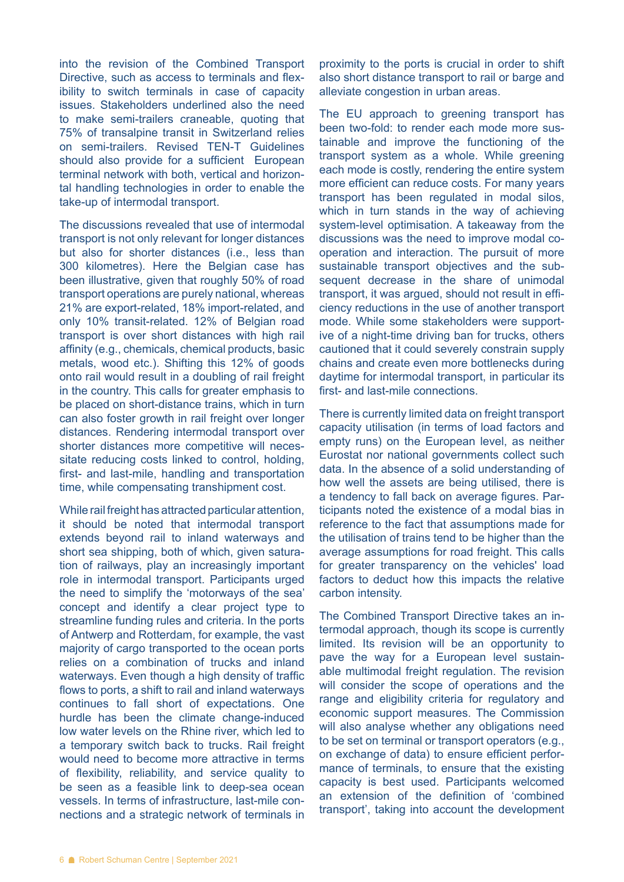into the revision of the Combined Transport Directive, such as access to terminals and flexibility to switch terminals in case of capacity issues. Stakeholders underlined also the need to make semi-trailers craneable, quoting that 75% of transalpine transit in Switzerland relies on semi-trailers. Revised TEN-T Guidelines should also provide for a sufficient European terminal network with both, vertical and horizontal handling technologies in order to enable the take-up of intermodal transport.

The discussions revealed that use of intermodal transport is not only relevant for longer distances but also for shorter distances (i.e., less than 300 kilometres). Here the Belgian case has been illustrative, given that roughly 50% of road transport operations are purely national, whereas 21% are export-related, 18% import-related, and only 10% transit-related. 12% of Belgian road transport is over short distances with high rail affinity (e.g., chemicals, chemical products, basic metals, wood etc.). Shifting this 12% of goods onto rail would result in a doubling of rail freight in the country. This calls for greater emphasis to be placed on short-distance trains, which in turn can also foster growth in rail freight over longer distances. Rendering intermodal transport over shorter distances more competitive will necessitate reducing costs linked to control, holding, first- and last-mile, handling and transportation time, while compensating transhipment cost.

While rail freight has attracted particular attention, it should be noted that intermodal transport extends beyond rail to inland waterways and short sea shipping, both of which, given saturation of railways, play an increasingly important role in intermodal transport. Participants urged the need to simplify the 'motorways of the sea' concept and identify a clear project type to streamline funding rules and criteria. In the ports of Antwerp and Rotterdam, for example, the vast majority of cargo transported to the ocean ports relies on a combination of trucks and inland waterways. Even though a high density of traffic flows to ports, a shift to rail and inland waterways continues to fall short of expectations. One hurdle has been the climate change-induced low water levels on the Rhine river, which led to a temporary switch back to trucks. Rail freight would need to become more attractive in terms of flexibility, reliability, and service quality to be seen as a feasible link to deep-sea ocean vessels. In terms of infrastructure, last-mile connections and a strategic network of terminals in proximity to the ports is crucial in order to shift also short distance transport to rail or barge and alleviate congestion in urban areas.

The EU approach to greening transport has been two-fold: to render each mode more sustainable and improve the functioning of the transport system as a whole. While greening each mode is costly, rendering the entire system more efficient can reduce costs. For many years transport has been regulated in modal silos, which in turn stands in the way of achieving system-level optimisation. A takeaway from the discussions was the need to improve modal co-operation and interaction. The pursuit of more sustainable transport objectives and the subsequent decrease in the share of unimodal transport, it was argued, should not result in efficiency reductions in the use of another transport mode. While some stakeholders were supportive of a night-time driving ban for trucks, others cautioned that it could severely constrain supply chains and create even more bottlenecks during daytime for intermodal transport, in particular its first- and last-mile connections.

There is currently limited data on freight transport capacity utilisation (in terms of load factors and empty runs) on the European level, as neither Eurostat nor national governments collect such data. In the absence of a solid understanding of how well the assets are being utilised, there is a tendency to fall back on average figures. Participants noted the existence of a modal bias in reference to the fact that assumptions made for the utilisation of trains tend to be higher than the average assumptions for road freight. This calls for greater transparency on the vehicles' load factors to deduct how this impacts the relative carbon intensity.

The Combined Transport Directive takes an intermodal approach, though its scope is currently limited. Its revision will be an opportunity to pave the way for a European level sustainable multimodal freight regulation. The revision will consider the scope of operations and the range and eligibility criteria for regulatory and economic support measures. The Commission will also analyse whether any obligations need to be set on terminal or transport operators (e.g., on exchange of data) to ensure efficient performance of terminals, to ensure that the existing capacity is best used. Participants welcomed an extension of the definition of 'combined transport', taking into account the development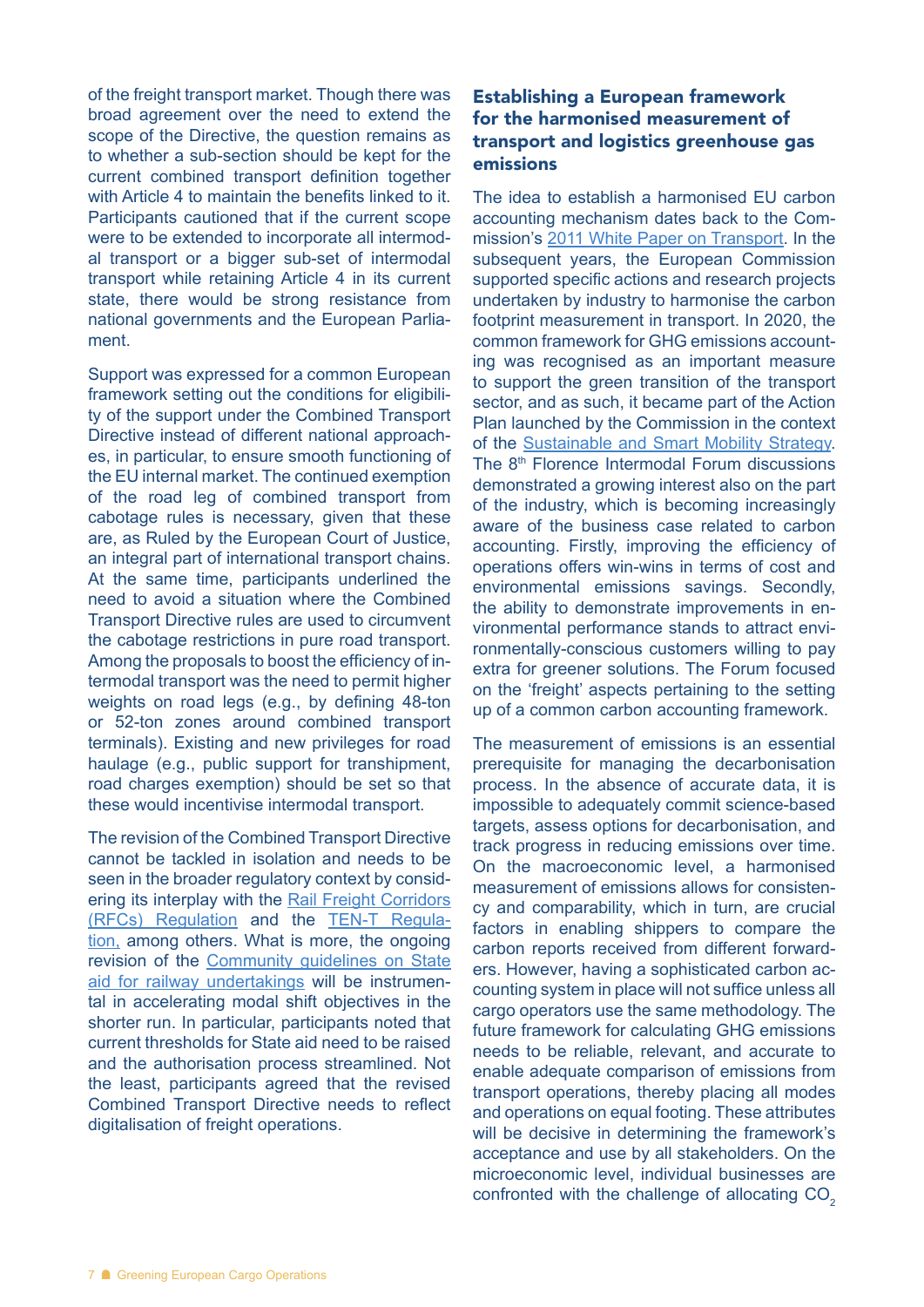of the freight transport market. Though there was broad agreement over the need to extend the scope of the Directive, the question remains as to whether a sub-section should be kept for the current combined transport definition together with Article 4 to maintain the benefits linked to it. Participants cautioned that if the current scope were to be extended to incorporate all intermodal transport or a bigger sub-set of intermodal transport while retaining Article 4 in its current state, there would be strong resistance from national governments and the European Parliament.

Support was expressed for a common European framework setting out the conditions for eligibility of the support under the Combined Transport Directive instead of different national approaches, in particular, to ensure smooth functioning of the EU internal market. The continued exemption of the road leg of combined transport from cabotage rules is necessary, given that these are, as Ruled by the European Court of Justice, an integral part of international transport chains. At the same time, participants underlined the need to avoid a situation where the Combined Transport Directive rules are used to circumvent the cabotage restrictions in pure road transport. Among the proposals to boost the efficiency of intermodal transport was the need to permit higher weights on road legs (e.g., by defining 48-ton or 52-ton zones around combined transport terminals). Existing and new privileges for road haulage (e.g., public support for transhipment, road charges exemption) should be set so that these would incentivise intermodal transport.

The revision of the Combined Transport Directive cannot be tackled in isolation and needs to be seen in the broader regulatory context by considering its interplay with the Rail Freight Corridors (RFCs) Regulation and the TEN-T Regulation, among others. What is more, the ongoing revision of the Community guidelines on State aid for railway undertakings will be instrumental in accelerating modal shift objectives in the shorter run. In particular, participants noted that current thresholds for State aid need to be raised and the authorisation process streamlined. Not the least, participants agreed that the revised Combined Transport Directive needs to reflect digitalisation of freight operations.

## Establishing a European framework for the harmonised measurement of transport and logistics greenhouse gas emissions

The idea to establish a harmonised EU carbon accounting mechanism dates back to the Commission's 2011 White Paper on Transport. In the subsequent years, the European Commission supported specific actions and research projects undertaken by industry to harmonise the carbon footprint measurement in transport. In 2020, the common framework for GHG emissions accounting was recognised as an important measure to support the green transition of the transport sector, and as such, it became part of the Action Plan launched by the Commission in the context of the Sustainable and Smart Mobility Strategy. The 8th Florence Intermodal Forum discussions demonstrated a growing interest also on the part of the industry, which is becoming increasingly aware of the business case related to carbon accounting. Firstly, improving the efficiency of operations offers win-wins in terms of cost and environmental emissions savings. Secondly, the ability to demonstrate improvements in environmental performance stands to attract environmentally-conscious customers willing to pay extra for greener solutions. The Forum focused on the 'freight' aspects pertaining to the setting up of a common carbon accounting framework.

The measurement of emissions is an essential prerequisite for managing the decarbonisation process. In the absence of accurate data, it is impossible to adequately commit science-based targets, assess options for decarbonisation, and track progress in reducing emissions over time. On the macroeconomic level, a harmonised measurement of emissions allows for consistency and comparability, which in turn, are crucial factors in enabling shippers to compare the carbon reports received from different forwarders. However, having a sophisticated carbon accounting system in place will not suffice unless all cargo operators use the same methodology. The future framework for calculating GHG emissions needs to be reliable, relevant, and accurate to enable adequate comparison of emissions from transport operations, thereby placing all modes and operations on equal footing. These attributes will be decisive in determining the framework's acceptance and use by all stakeholders. On the microeconomic level, individual businesses are confronted with the challenge of allocating $CO_2$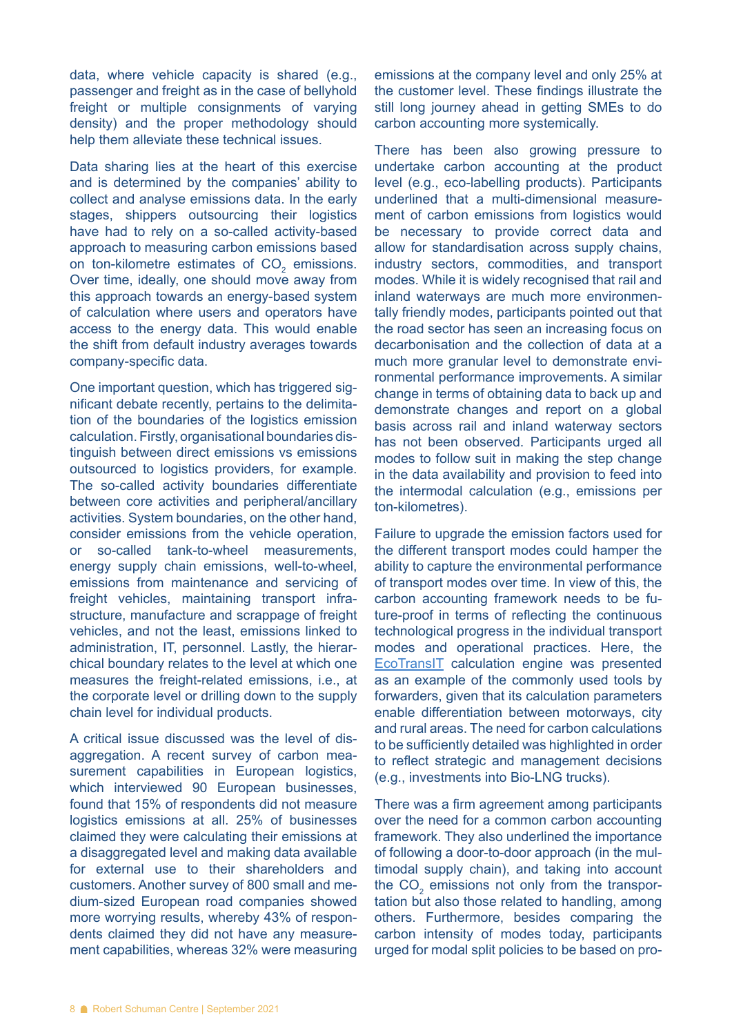data, where vehicle capacity is shared (e.g., passenger and freight as in the case of bellyhold freight or multiple consignments of varying density) and the proper methodology should help them alleviate these technical issues.

Data sharing lies at the heart of this exercise and is determined by the companies' ability to collect and analyse emissions data. In the early stages, shippers outsourcing their logistics have had to rely on a so-called activity-based approach to measuring carbon emissions based on ton-kilometre estimates of $CO_2$ emissions. Over time, ideally, one should move away from this approach towards an energy-based system of calculation where users and operators have access to the energy data. This would enable the shift from default industry averages towards company-specific data.

One important question, which has triggered significant debate recently, pertains to the delimitation of the boundaries of the logistics emission calculation. Firstly, organisational boundaries distinguish between direct emissions vs emissions outsourced to logistics providers, for example. The so-called activity boundaries differentiate between core activities and peripheral/ancillary activities. System boundaries, on the other hand, consider emissions from the vehicle operation, or so-called tank-to-wheel measurements, energy supply chain emissions, well-to-wheel, emissions from maintenance and servicing of freight vehicles, maintaining transport infrastructure, manufacture and scrappage of freight vehicles, and not the least, emissions linked to administration, IT, personnel. Lastly, the hierarchical boundary relates to the level at which one measures the freight-related emissions, i.e., at the corporate level or drilling down to the supply chain level for individual products.

A critical issue discussed was the level of disaggregation. A recent survey of carbon measurement capabilities in European logistics, which interviewed 90 European businesses, found that 15% of respondents did not measure logistics emissions at all. 25% of businesses claimed they were calculating their emissions at a disaggregated level and making data available for external use to their shareholders and customers. Another survey of 800 small and medium-sized European road companies showed more worrying results, whereby 43% of respondents claimed they did not have any measurement capabilities, whereas 32% were measuring emissions at the company level and only 25% at the customer level. These findings illustrate the still long journey ahead in getting SMEs to do carbon accounting more systemically.

There has been also growing pressure to undertake carbon accounting at the product level (e.g., eco-labelling products). Participants underlined that a multi-dimensional measurement of carbon emissions from logistics would be necessary to provide correct data and allow for standardisation across supply chains, industry sectors, commodities, and transport modes. While it is widely recognised that rail and inland waterways are much more environmentally friendly modes, participants pointed out that the road sector has seen an increasing focus on decarbonisation and the collection of data at a much more granular level to demonstrate environmental performance improvements. A similar change in terms of obtaining data to back up and demonstrate changes and report on a global basis across rail and inland waterway sectors has not been observed. Participants urged all modes to follow suit in making the step change in the data availability and provision to feed into the intermodal calculation (e.g., emissions per ton-kilometres).

Failure to upgrade the emission factors used for the different transport modes could hamper the ability to capture the environmental performance of transport modes over time. In view of this, the carbon accounting framework needs to be future-proof in terms of reflecting the continuous technological progress in the individual transport modes and operational practices. Here, the EcoTransIT calculation engine was presented as an example of the commonly used tools by forwarders, given that its calculation parameters enable differentiation between motorways, city and rural areas. The need for carbon calculations to be sufficiently detailed was highlighted in order to reflect strategic and management decisions (e.g., investments into Bio-LNG trucks).

There was a firm agreement among participants over the need for a common carbon accounting framework. They also underlined the importance of following a door-to-door approach (in the multimodal supply chain), and taking into account the $CO_2$ emissions not only from the transportation but also those related to handling, among others. Furthermore, besides comparing the carbon intensity of modes today, participants urged for modal split policies to be based on pro-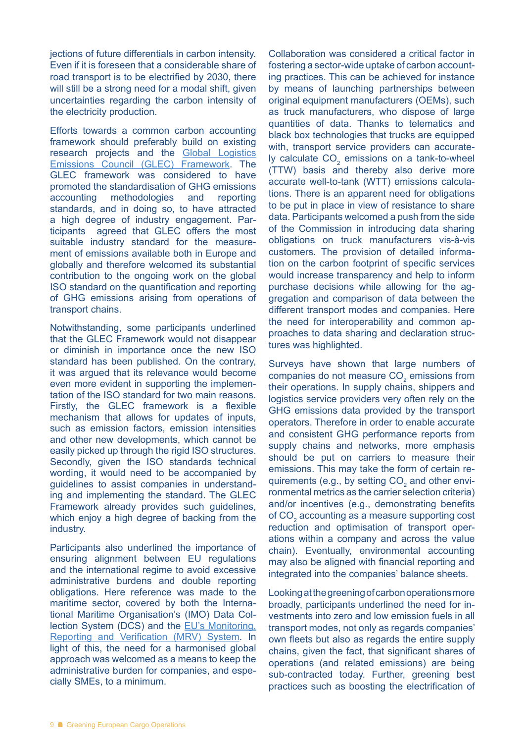jections of future differentials in carbon intensity. Even if it is foreseen that a considerable share of road transport is to be electrified by 2030, there will still be a strong need for a modal shift, given uncertainties regarding the carbon intensity of the electricity production.

Efforts towards a common carbon accounting framework should preferably build on existing research projects and the [Global Logistics Emissions Council (GLEC) Framework](). The GLEC framework was considered to have promoted the standardisation of GHG emissions accounting methodologies and reporting standards, and in doing so, to have attracted a high degree of industry engagement. Participants agreed that GLEC offers the most suitable industry standard for the measurement of emissions available both in Europe and globally and therefore welcomed its substantial contribution to the ongoing work on the global ISO standard on the quantification and reporting of GHG emissions arising from operations of transport chains.

Notwithstanding, some participants underlined that the GLEC Framework would not disappear or diminish in importance once the new ISO standard has been published. On the contrary, it was argued that its relevance would become even more evident in supporting the implementation of the ISO standard for two main reasons. Firstly, the GLEC framework is a flexible mechanism that allows for updates of inputs, such as emission factors, emission intensities and other new developments, which cannot be easily picked up through the rigid ISO structures. Secondly, given the ISO standards technical wording, it would need to be accompanied by guidelines to assist companies in understanding and implementing the standard. The GLEC Framework already provides such guidelines, which enjoy a high degree of backing from the industry.

Participants also underlined the importance of ensuring alignment between EU regulations and the international regime to avoid excessive administrative burdens and double reporting obligations. Here reference was made to the maritime sector, covered by both the International Maritime Organisation's (IMO) Data Collection System (DCS) and the [EU's Monitoring, Reporting and Verification (MRV) System](). In light of this, the need for a harmonised global approach was welcomed as a means to keep the administrative burden for companies, and especially SMEs, to a minimum.

Collaboration was considered a critical factor in fostering a sector-wide uptake of carbon accounting practices. This can be achieved for instance by means of launching partnerships between original equipment manufacturers (OEMs), such as truck manufacturers, who dispose of large quantities of data. Thanks to telematics and black box technologies that trucks are equipped with, transport service providers can accurately calculate $CO_2$ emissions on a tank-to-wheel (TTW) basis and thereby also derive more accurate well-to-tank (WTT) emissions calculations. There is an apparent need for obligations to be put in place in view of resistance to share data. Participants welcomed a push from the side of the Commission in introducing data sharing obligations on truck manufacturers vis-à-vis customers. The provision of detailed information on the carbon footprint of specific services would increase transparency and help to inform purchase decisions while allowing for the aggregation and comparison of data between the different transport modes and companies. Here the need for interoperability and common approaches to data sharing and declaration structures was highlighted.

Surveys have shown that large numbers of companies do not measure $CO_2$ emissions from their operations. In supply chains, shippers and logistics service providers very often rely on the GHG emissions data provided by the transport operators. Therefore in order to enable accurate and consistent GHG performance reports from supply chains and networks, more emphasis should be put on carriers to measure their emissions. This may take the form of certain requirements (e.g., by setting $CO_2$ and other environmental metrics as the carrier selection criteria) and/or incentives (e.g., demonstrating benefits of $CO_2$ accounting as a measure supporting cost reduction and optimisation of transport operations within a company and across the value chain). Eventually, environmental accounting may also be aligned with financial reporting and integrated into the companies' balance sheets.

Looking at the greening of carbon operations more broadly, participants underlined the need for investments into zero and low emission fuels in all transport modes, not only as regards companies' own fleets but also as regards the entire supply chains, given the fact, that significant shares of operations (and related emissions) are being sub-contracted today. Further, greening best practices such as boosting the electrification of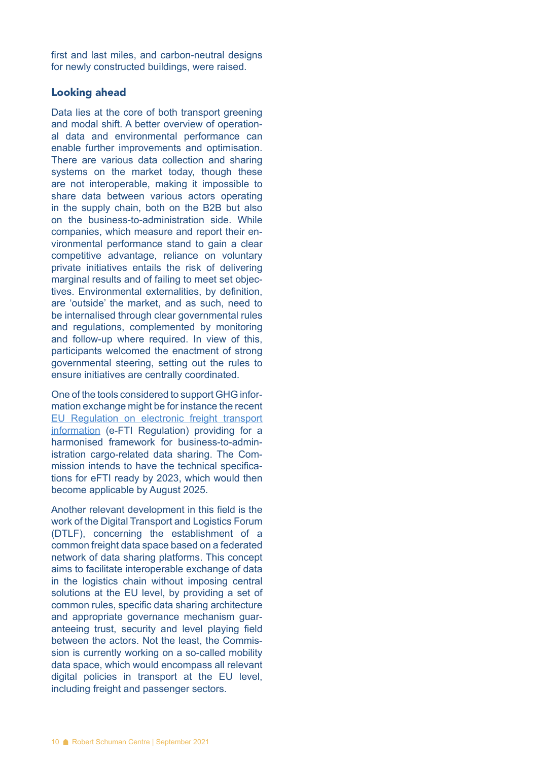first and last miles, and carbon-neutral designs for newly constructed buildings, were raised.

## Looking ahead

Data lies at the core of both transport greening and modal shift. A better overview of operational data and environmental performance can enable further improvements and optimisation. There are various data collection and sharing systems on the market today, though these are not interoperable, making it impossible to share data between various actors operating in the supply chain, both on the B2B but also on the business-to-administration side. While companies, which measure and report their environmental performance stand to gain a clear competitive advantage, reliance on voluntary private initiatives entails the risk of delivering marginal results and of failing to meet set objectives. Environmental externalities, by definition, are 'outside' the market, and as such, need to be internalised through clear governmental rules and regulations, complemented by monitoring and follow-up where required. In view of this, participants welcomed the enactment of strong governmental steering, setting out the rules to ensure initiatives are centrally coordinated.

One of the tools considered to support GHG information exchange might be for instance the recent EU Regulation on electronic freight transport information (e-FTI Regulation) providing for a harmonised framework for business-to-administration cargo-related data sharing. The Commission intends to have the technical specifications for eFTI ready by 2023, which would then become applicable by August 2025.

Another relevant development in this field is the work of the Digital Transport and Logistics Forum (DTLF), concerning the establishment of a common freight data space based on a federated network of data sharing platforms. This concept aims to facilitate interoperable exchange of data in the logistics chain without imposing central solutions at the EU level, by providing a set of common rules, specific data sharing architecture and appropriate governance mechanism guaranteeing trust, security and level playing field between the actors. Not the least, the Commission is currently working on a so-called mobility data space, which would encompass all relevant digital policies in transport at the EU level, including freight and passenger sectors.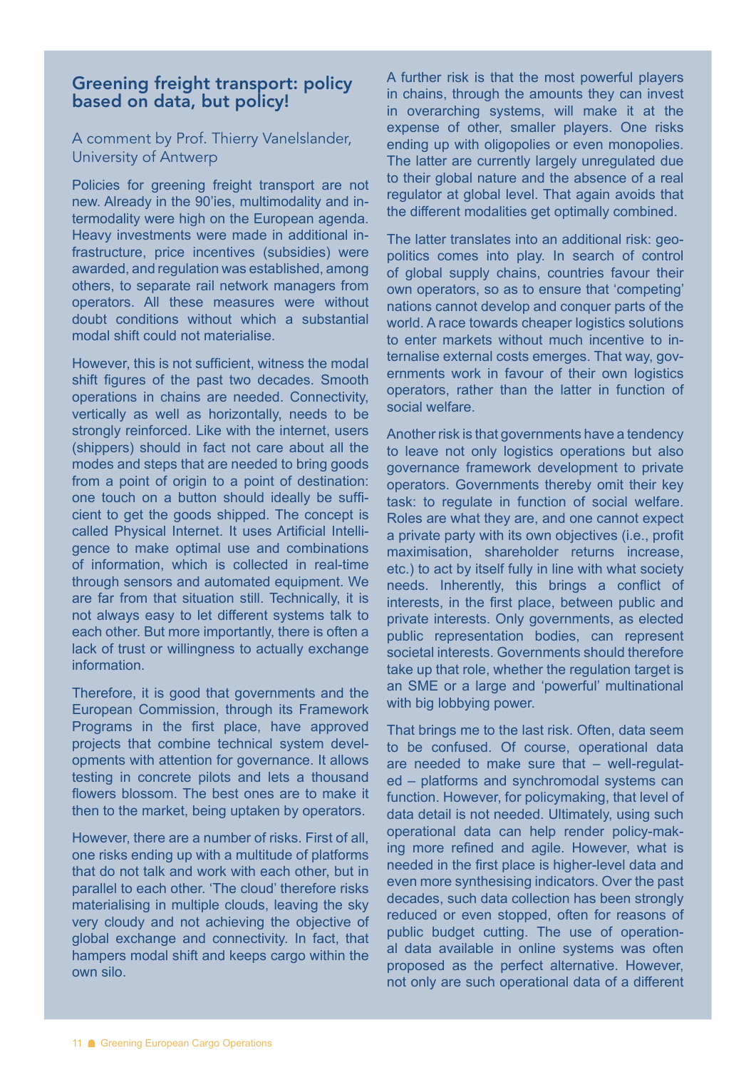## Greening freight transport: policy based on data, but policy!

A comment by Prof. Thierry Vanelslander, University of Antwerp

Policies for greening freight transport are not new. Already in the 90'ies, multimodality and intermodality were high on the European agenda. Heavy investments were made in additional infrastructure, price incentives (subsidies) were awarded, and regulation was established, among others, to separate rail network managers from operators. All these measures were without doubt conditions without which a substantial modal shift could not materialise.

However, this is not sufficient, witness the modal shift figures of the past two decades. Smooth operations in chains are needed. Connectivity, vertically as well as horizontally, needs to be strongly reinforced. Like with the internet, users (shippers) should in fact not care about all the modes and steps that are needed to bring goods from a point of origin to a point of destination: one touch on a button should ideally be sufficient to get the goods shipped. The concept is called Physical Internet. It uses Artificial Intelligence to make optimal use and combinations of information, which is collected in real-time through sensors and automated equipment. We are far from that situation still. Technically, it is not always easy to let different systems talk to each other. But more importantly, there is often a lack of trust or willingness to actually exchange information.

Therefore, it is good that governments and the European Commission, through its Framework Programs in the first place, have approved projects that combine technical system developments with attention for governance. It allows testing in concrete pilots and lets a thousand flowers blossom. The best ones are to make it then to the market, being uptaken by operators.

However, there are a number of risks. First of all, one risks ending up with a multitude of platforms that do not talk and work with each other, but in parallel to each other. 'The cloud' therefore risks materialising in multiple clouds, leaving the sky very cloudy and not achieving the objective of global exchange and connectivity. In fact, that hampers modal shift and keeps cargo within the own silo.

A further risk is that the most powerful players in chains, through the amounts they can invest in overarching systems, will make it at the expense of other, smaller players. One risks ending up with oligopolies or even monopolies. The latter are currently largely unregulated due to their global nature and the absence of a real regulator at global level. That again avoids that the different modalities get optimally combined.

The latter translates into an additional risk: geopolitics comes into play. In search of control of global supply chains, countries favour their own operators, so as to ensure that 'competing' nations cannot develop and conquer parts of the world. A race towards cheaper logistics solutions to enter markets without much incentive to internalise external costs emerges. That way, governments work in favour of their own logistics operators, rather than the latter in function of social welfare.

Another risk is that governments have a tendency to leave not only logistics operations but also governance framework development to private operators. Governments thereby omit their key task: to regulate in function of social welfare. Roles are what they are, and one cannot expect a private party with its own objectives (i.e., profit maximisation, shareholder returns increase, etc.) to act by itself fully in line with what society needs. Inherently, this brings a conflict of interests, in the first place, between public and private interests. Only governments, as elected public representation bodies, can represent societal interests. Governments should therefore take up that role, whether the regulation target is an SME or a large and 'powerful' multinational with big lobbying power.

That brings me to the last risk. Often, data seem to be confused. Of course, operational data are needed to make sure that – well-regulated – platforms and synchromodal systems can function. However, for policymaking, that level of data detail is not needed. Ultimately, using such operational data can help render policy-making more refined and agile. However, what is needed in the first place is higher-level data and even more synthesising indicators. Over the past decades, such data collection has been strongly reduced or even stopped, often for reasons of public budget cutting. The use of operational data available in online systems was often proposed as the perfect alternative. However, not only are such operational data of a different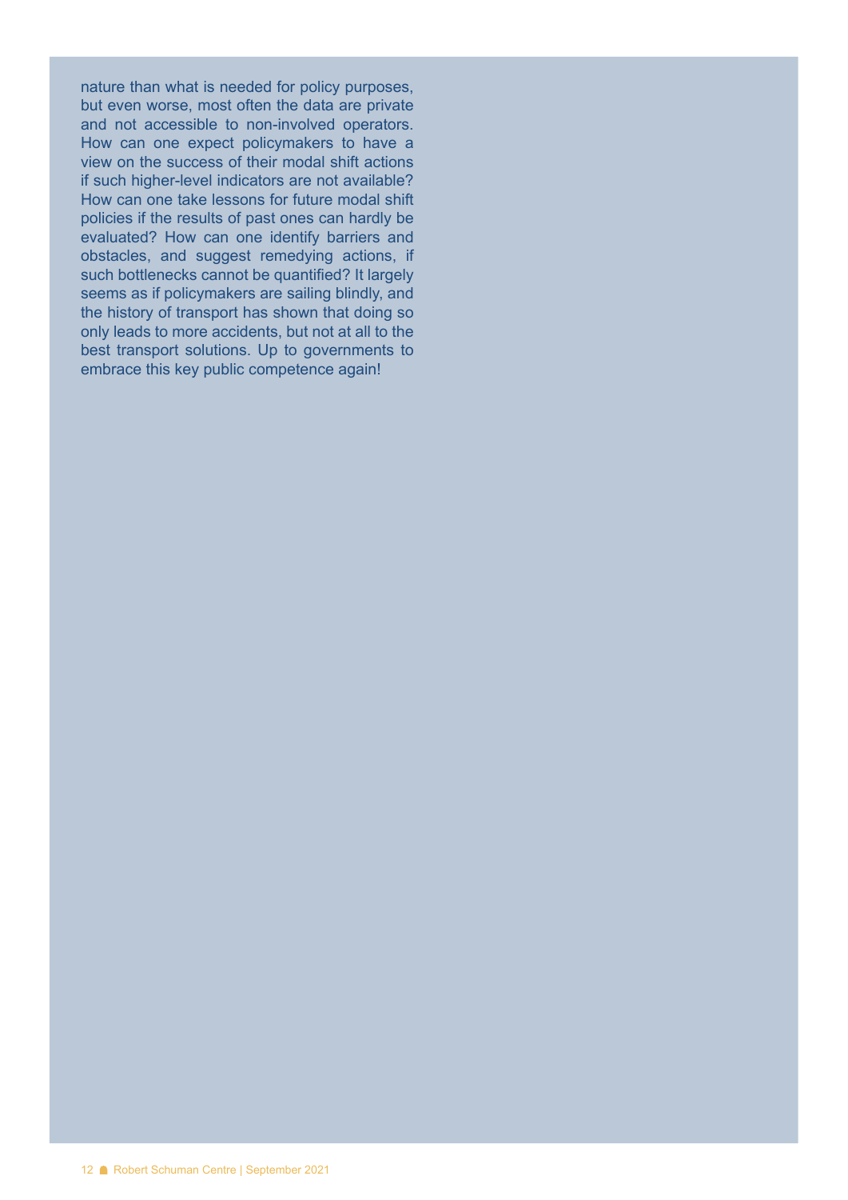nature than what is needed for policy purposes, but even worse, most often the data are private and not accessible to non-involved operators. How can one expect policymakers to have a view on the success of their modal shift actions if such higher-level indicators are not available? How can one take lessons for future modal shift policies if the results of past ones can hardly be evaluated? How can one identify barriers and obstacles, and suggest remedying actions, if such bottlenecks cannot be quantified? It largely seems as if policymakers are sailing blindly, and the history of transport has shown that doing so only leads to more accidents, but not at all to the best transport solutions. Up to governments to embrace this key public competence again!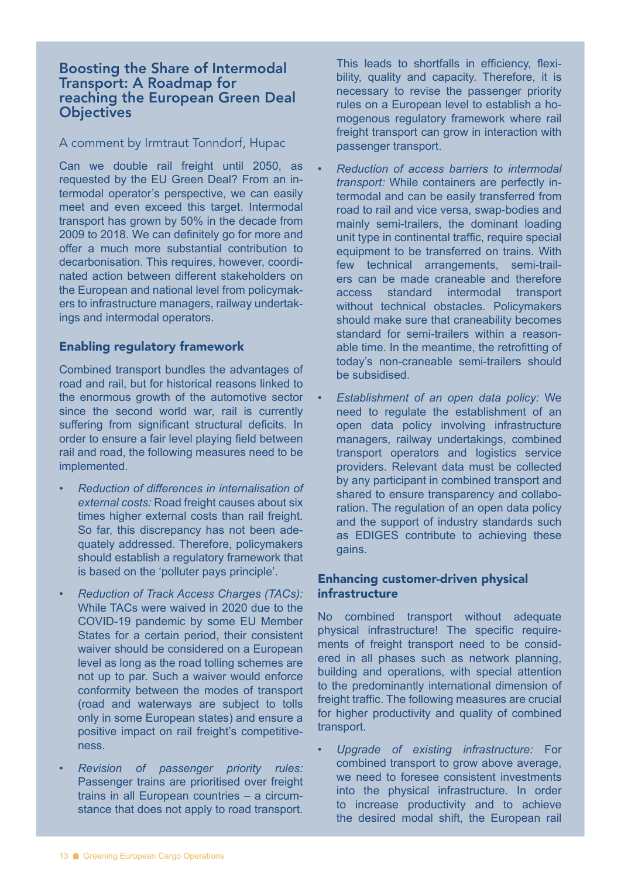## Boosting the Share of Intermodal Transport: A Roadmap for reaching the European Green Deal Objectives

A comment by Irmtraut Tonndorf, Hupac

Can we double rail freight until 2050, as requested by the EU Green Deal? From an intermodal operator's perspective, we can easily meet and even exceed this target. Intermodal transport has grown by 50% in the decade from 2009 to 2018. We can definitely go for more and offer a much more substantial contribution to decarbonisation. This requires, however, coordinated action between different stakeholders on the European and national level from policymakers to infrastructure managers, railway undertakings and intermodal operators.

### Enabling regulatory framework

Combined transport bundles the advantages of road and rail, but for historical reasons linked to the enormous growth of the automotive sector since the second world war, rail is currently suffering from significant structural deficits. In order to ensure a fair level playing field between rail and road, the following measures need to be implemented.

- *Reduction of differences in internalisation of external costs:* Road freight causes about six times higher external costs than rail freight. So far, this discrepancy has not been adequately addressed. Therefore, policymakers should establish a regulatory framework that is based on the 'polluter pays principle'.
- *Reduction of Track Access Charges (TACs):* While TACs were waived in 2020 due to the COVID-19 pandemic by some EU Member States for a certain period, their consistent waiver should be considered on a European level as long as the road tolling schemes are not up to par. Such a waiver would enforce conformity between the modes of transport (road and waterways are subject to tolls only in some European states) and ensure a positive impact on rail freight's competitiveness.
- *Revision of passenger priority rules:* Passenger trains are prioritised over freight trains in all European countries – a circumstance that does not apply to road transport. This leads to shortfalls in efficiency, flexibility, quality and capacity. Therefore, it is necessary to revise the passenger priority rules on a European level to establish a homogenous regulatory framework where rail freight transport can grow in interaction with passenger transport.
- *Reduction of access barriers to intermodal transport:* While containers are perfectly intermodal and can be easily transferred from road to rail and vice versa, swap-bodies and mainly semi-trailers, the dominant loading unit type in continental traffic, require special equipment to be transferred on trains. With few technical arrangements, semi-trailers can be made craneable and therefore access standard intermodal transport without technical obstacles. Policymakers should make sure that craneability becomes standard for semi-trailers within a reasonable time. In the meantime, the retrofitting of today's non-craneable semi-trailers should be subsidised.
- *Establishment of an open data policy:* We need to regulate the establishment of an open data policy involving infrastructure managers, railway undertakings, combined transport operators and logistics service providers. Relevant data must be collected by any participant in combined transport and shared to ensure transparency and collaboration. The regulation of an open data policy and the support of industry standards such as EDIGES contribute to achieving these gains.

### Enhancing customer-driven physical infrastructure

No combined transport without adequate physical infrastructure! The specific requirements of freight transport need to be considered in all phases such as network planning, building and operations, with special attention to the predominantly international dimension of freight traffic. The following measures are crucial for higher productivity and quality of combined transport.

- *Upgrade of existing infrastructure:* For combined transport to grow above average, we need to foresee consistent investments into the physical infrastructure. In order to increase productivity and to achieve the desired modal shift, the European rail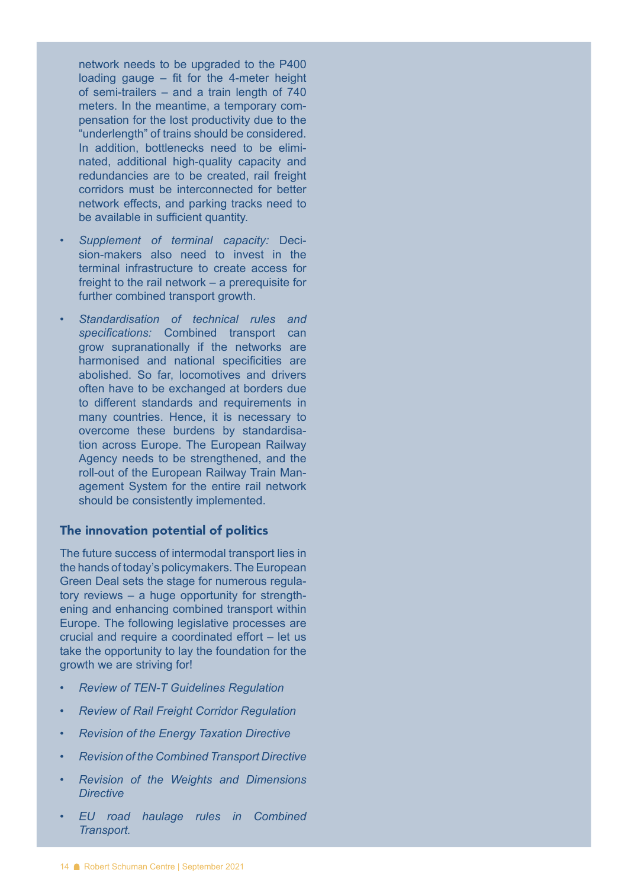network needs to be upgraded to the P400 loading gauge – fit for the 4-meter height of semi-trailers – and a train length of 740 meters. In the meantime, a temporary compensation for the lost productivity due to the "underlength" of trains should be considered. In addition, bottlenecks need to be eliminated, additional high-quality capacity and redundancies are to be created, rail freight corridors must be interconnected for better network effects, and parking tracks need to be available in sufficient quantity.

- *Supplement of terminal capacity:* Decision-makers also need to invest in the terminal infrastructure to create access for freight to the rail network – a prerequisite for further combined transport growth.
- *Standardisation of technical rules and specifications:* Combined transport can grow supranationally if the networks are harmonised and national specificities are abolished. So far, locomotives and drivers often have to be exchanged at borders due to different standards and requirements in many countries. Hence, it is necessary to overcome these burdens by standardisation across Europe. The European Railway Agency needs to be strengthened, and the roll-out of the European Railway Train Management System for the entire rail network should be consistently implemented.

## The innovation potential of politics

The future success of intermodal transport lies in the hands of today's policymakers. The European Green Deal sets the stage for numerous regulatory reviews – a huge opportunity for strengthening and enhancing combined transport within Europe. The following legislative processes are crucial and require a coordinated effort – let us take the opportunity to lay the foundation for the growth we are striving for!

- *Review of TEN-T Guidelines Regulation*
- *Review of Rail Freight Corridor Regulation*
- *Revision of the Energy Taxation Directive*
- *Revision of the Combined Transport Directive*
- *Revision of the Weights and Dimensions Directive*
- *EU road haulage rules in Combined Transport.*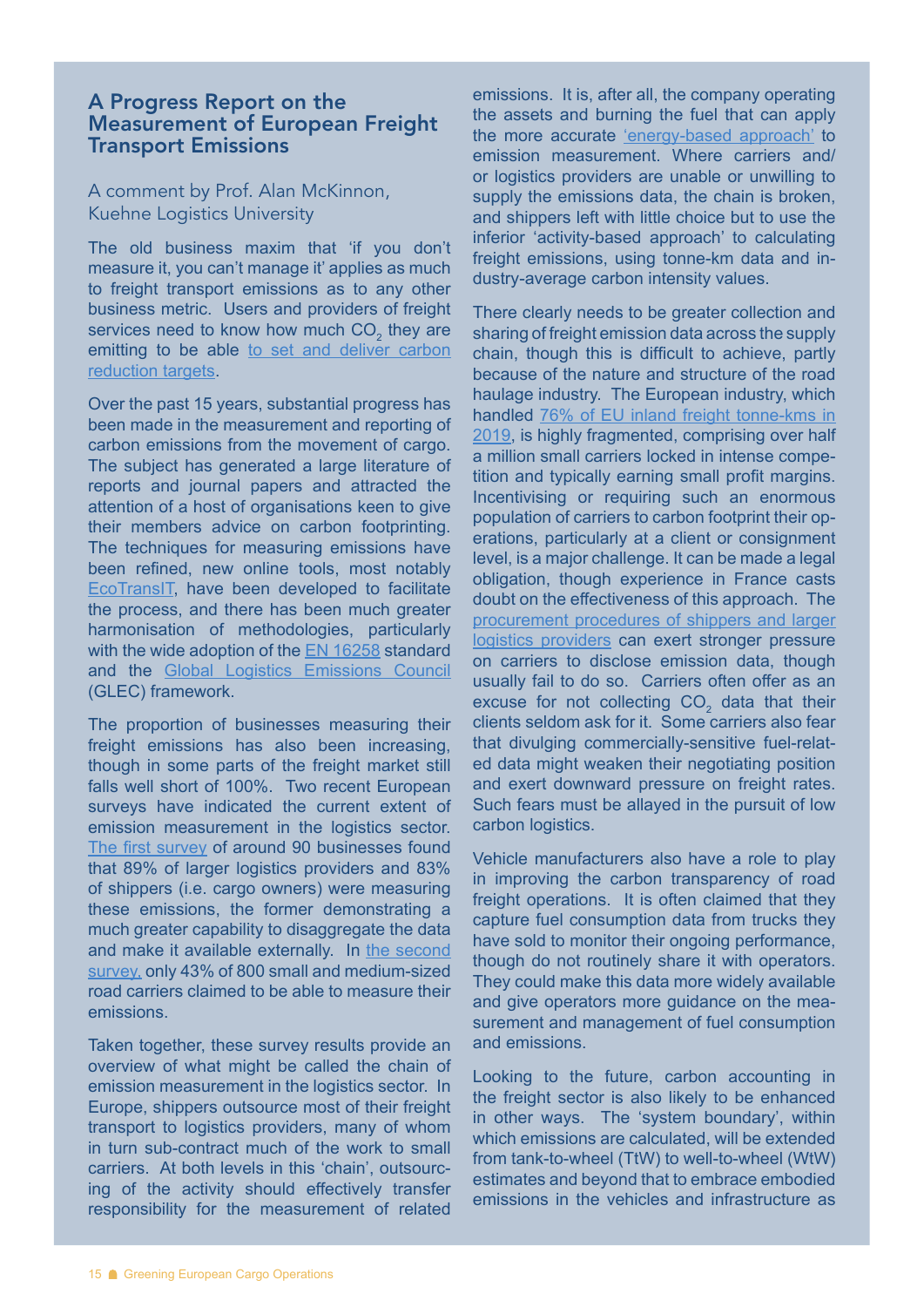## A Progress Report on the Measurement of European Freight Transport Emissions

A comment by Prof. Alan McKinnon, Kuehne Logistics University

The old business maxim that 'if you don't measure it, you can't manage it' applies as much to freight transport emissions as to any other business metric. Users and providers of freight services need to know how much $CO_2$ they are emitting to be able to set and deliver carbon reduction targets.

Over the past 15 years, substantial progress has been made in the measurement and reporting of carbon emissions from the movement of cargo. The subject has generated a large literature of reports and journal papers and attracted the attention of a host of organisations keen to give their members advice on carbon footprinting. The techniques for measuring emissions have been refined, new online tools, most notably EcoTransIT, have been developed to facilitate the process, and there has been much greater harmonisation of methodologies, particularly with the wide adoption of the EN 16258 standard and the Global Logistics Emissions Council (GLEC) framework.

The proportion of businesses measuring their freight emissions has also been increasing, though in some parts of the freight market still falls well short of 100%. Two recent European surveys have indicated the current extent of emission measurement in the logistics sector. The first survey of around 90 businesses found that 89% of larger logistics providers and 83% of shippers (i.e. cargo owners) were measuring these emissions, the former demonstrating a much greater capability to disaggregate the data and make it available externally. In the second survey, only 43% of 800 small and medium-sized road carriers claimed to be able to measure their emissions.

Taken together, these survey results provide an overview of what might be called the chain of emission measurement in the logistics sector. In Europe, shippers outsource most of their freight transport to logistics providers, many of whom in turn sub-contract much of the work to small carriers. At both levels in this 'chain', outsourcing of the activity should effectively transfer responsibility for the measurement of related emissions. It is, after all, the company operating the assets and burning the fuel that can apply the more accurate 'energy-based approach' to emission measurement. Where carriers and/or logistics providers are unable or unwilling to supply the emissions data, the chain is broken, and shippers left with little choice but to use the inferior 'activity-based approach' to calculating freight emissions, using tonne-km data and industry-average carbon intensity values.

There clearly needs to be greater collection and sharing of freight emission data across the supply chain, though this is difficult to achieve, partly because of the nature and structure of the road haulage industry. The European industry, which handled 76% of EU inland freight tonne-kms in 2019, is highly fragmented, comprising over half a million small carriers locked in intense competition and typically earning small profit margins. Incentivising or requiring such an enormous population of carriers to carbon footprint their operations, particularly at a client or consignment level, is a major challenge. It can be made a legal obligation, though experience in France casts doubt on the effectiveness of this approach. The procurement procedures of shippers and larger logistics providers can exert stronger pressure on carriers to disclose emission data, though usually fail to do so. Carriers often offer as an excuse for not collecting $CO_2$ data that their clients seldom ask for it. Some carriers also fear that divulging commercially-sensitive fuel-related data might weaken their negotiating position and exert downward pressure on freight rates. Such fears must be allayed in the pursuit of low carbon logistics.

Vehicle manufacturers also have a role to play in improving the carbon transparency of road freight operations. It is often claimed that they capture fuel consumption data from trucks they have sold to monitor their ongoing performance, though do not routinely share it with operators. They could make this data more widely available and give operators more guidance on the measurement and management of fuel consumption and emissions.

Looking to the future, carbon accounting in the freight sector is also likely to be enhanced in other ways. The 'system boundary', within which emissions are calculated, will be extended from tank-to-wheel (TtW) to well-to-wheel (WtW) estimates and beyond that to embrace embodied emissions in the vehicles and infrastructure as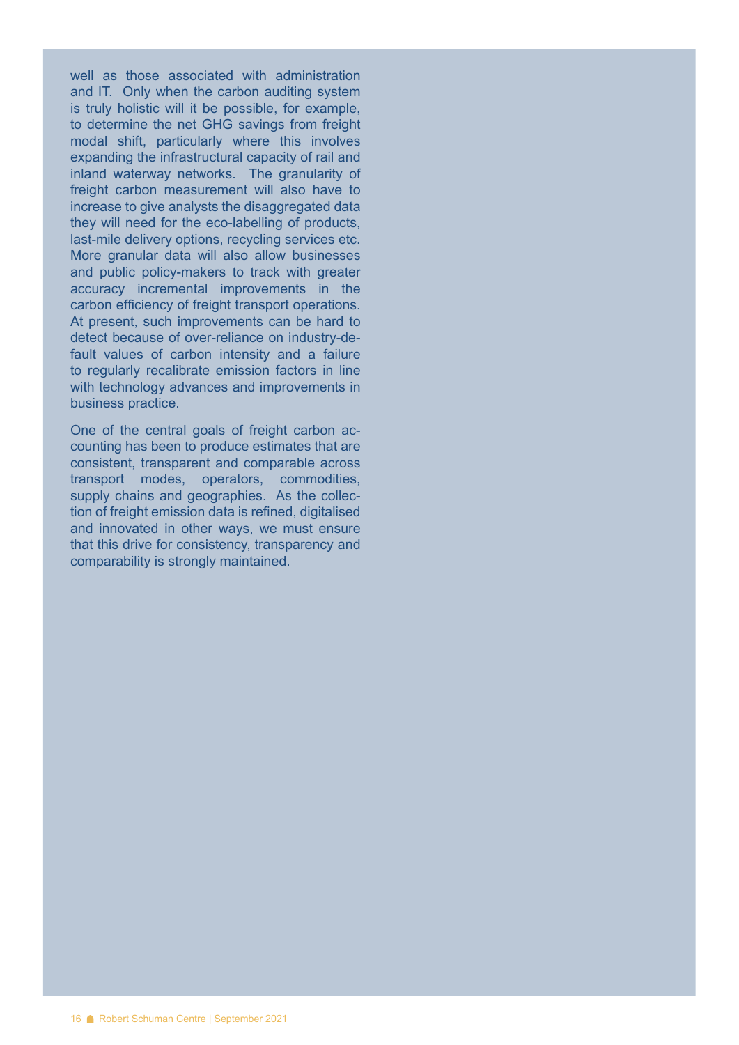well as those associated with administration and IT. Only when the carbon auditing system is truly holistic will it be possible, for example, to determine the net GHG savings from freight modal shift, particularly where this involves expanding the infrastructural capacity of rail and inland waterway networks. The granularity of freight carbon measurement will also have to increase to give analysts the disaggregated data they will need for the eco-labelling of products, last-mile delivery options, recycling services etc. More granular data will also allow businesses and public policy-makers to track with greater accuracy incremental improvements in the carbon efficiency of freight transport operations. At present, such improvements can be hard to detect because of over-reliance on industry-default values of carbon intensity and a failure to regularly recalibrate emission factors in line with technology advances and improvements in business practice.

One of the central goals of freight carbon accounting has been to produce estimates that are consistent, transparent and comparable across transport modes, operators, commodities, supply chains and geographies. As the collection of freight emission data is refined, digitalised and innovated in other ways, we must ensure that this drive for consistency, transparency and comparability is strongly maintained.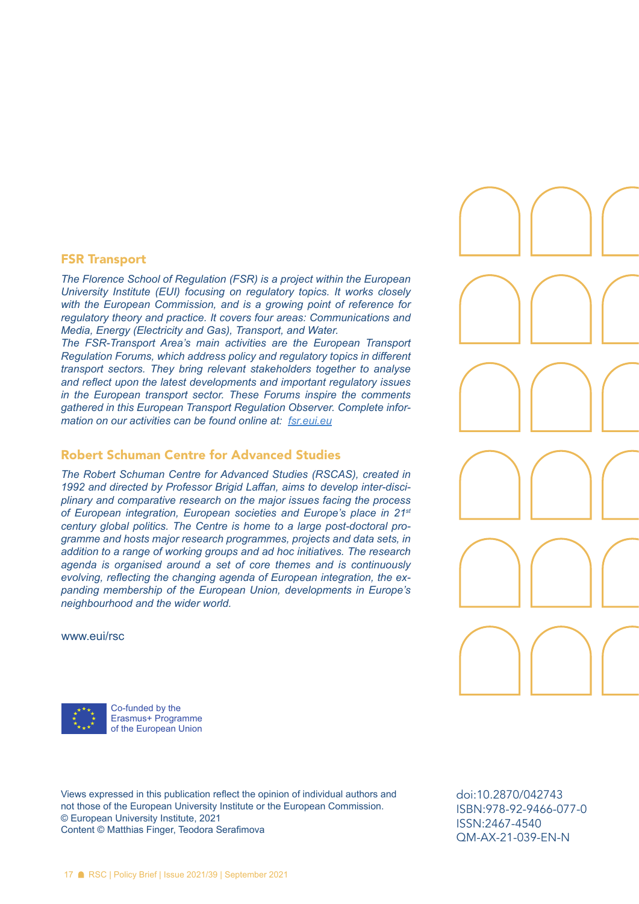## FSR Transport

*The Florence School of Regulation (FSR) is a project within the European University Institute (EUI) focusing on regulatory topics. It works closely with the European Commission, and is a growing point of reference for regulatory theory and practice. It covers four areas: Communications and Media, Energy (Electricity and Gas), Transport, and Water.*

*The FSR-Transport Area's main activities are the European Transport Regulation Forums, which address policy and regulatory topics in different transport sectors. They bring relevant stakeholders together to analyse and reflect upon the latest developments and important regulatory issues in the European transport sector. These Forums inspire the comments gathered in this European Transport Regulation Observer. Complete information on our activities can be found online at: fsr.eui.eu*

## Robert Schuman Centre for Advanced Studies

*The Robert Schuman Centre for Advanced Studies (RSCAS), created in 1992 and directed by Professor Brigid Laffan, aims to develop inter-disciplinary and comparative research on the major issues facing the process of European integration, European societies and Europe's place in 21st century global politics. The Centre is home to a large post-doctoral programme and hosts major research programmes, projects and data sets, in addition to a range of working groups and ad hoc initiatives. The research agenda is organised around a set of core themes and is continuously evolving, reflecting the changing agenda of European integration, the expanding membership of the European Union, developments in Europe's neighbourhood and the wider world.*

www.eui/rsc

Co-funded by the Erasmus+ Programme of the European Union

Views expressed in this publication reflect the opinion of individual authors and not those of the European University Institute or the European Commission.
© European University Institute, 2021
Content © Matthias Finger, Teodora Serafimova

doi:10.2870/042743
ISBN:978-92-9466-077-0
ISSN:2467-4540
QM-AX-21-039-EN-N